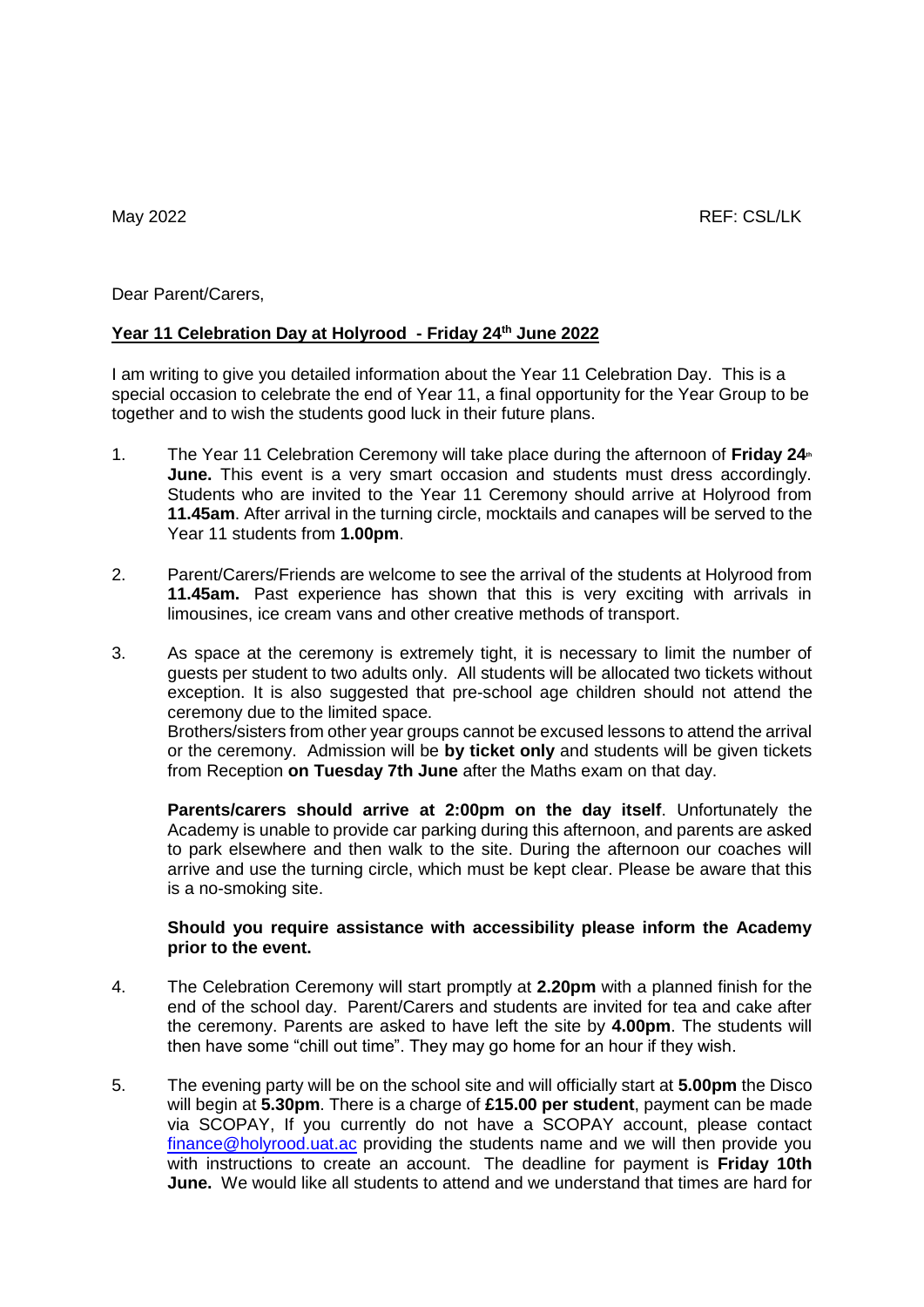May 2022 REF: CSL/LK

Dear Parent/Carers,

**Year 11 Celebration Day at Holyrood - Friday 24th June 2022**

I am writing to give you detailed information about the Year 11 Celebration Day. This is a special occasion to celebrate the end of Year 11, a final opportunity for the Year Group to be together and to wish the students good luck in their future plans.

1. The Year 11 Celebration Ceremony will take place during the afternoon of **Friday 24th June.** This event is a very smart occasion and students must dress accordingly. Students who are invited to the Year 11 Ceremony should arrive at Holyrood from **11.45am**. After arrival in the turning circle, mocktails and canapes will be served to the Year 11 students from **1.00pm**.

2. Parent/Carers/Friends are welcome to see the arrival of the students at Holyrood from **11.45am.** Past experience has shown that this is very exciting with arrivals in limousines, ice cream vans and other creative methods of transport.

3. As space at the ceremony is extremely tight, it is necessary to limit the number of guests per student to two adults only. All students will be allocated two tickets without exception. It is also suggested that pre-school age children should not attend the ceremony due to the limited space.
   Brothers/sisters from other year groups cannot be excused lessons to attend the arrival or the ceremony. Admission will be **by ticket only** and students will be given tickets from Reception **on Tuesday 7th June** after the Maths exam on that day.

   **Parents/carers should arrive at 2:00pm on the day itself**. Unfortunately the Academy is unable to provide car parking during this afternoon, and parents are asked to park elsewhere and then walk to the site. During the afternoon our coaches will arrive and use the turning circle, which must be kept clear. Please be aware that this is a no-smoking site.

   **Should you require assistance with accessibility please inform the Academy prior to the event.**

4. The Celebration Ceremony will start promptly at **2.20pm** with a planned finish for the end of the school day. Parent/Carers and students are invited for tea and cake after the ceremony. Parents are asked to have left the site by **4.00pm**. The students will then have some "chill out time". They may go home for an hour if they wish.

5. The evening party will be on the school site and will officially start at **5.00pm** the Disco will begin at **5.30pm**. There is a charge of **£15.00 per student**, payment can be made via SCOPAY, If you currently do not have a SCOPAY account, please contact finance@holyrood.uat.ac providing the students name and we will then provide you with instructions to create an account. The deadline for payment is **Friday 10th June.** We would like all students to attend and we understand that times are hard for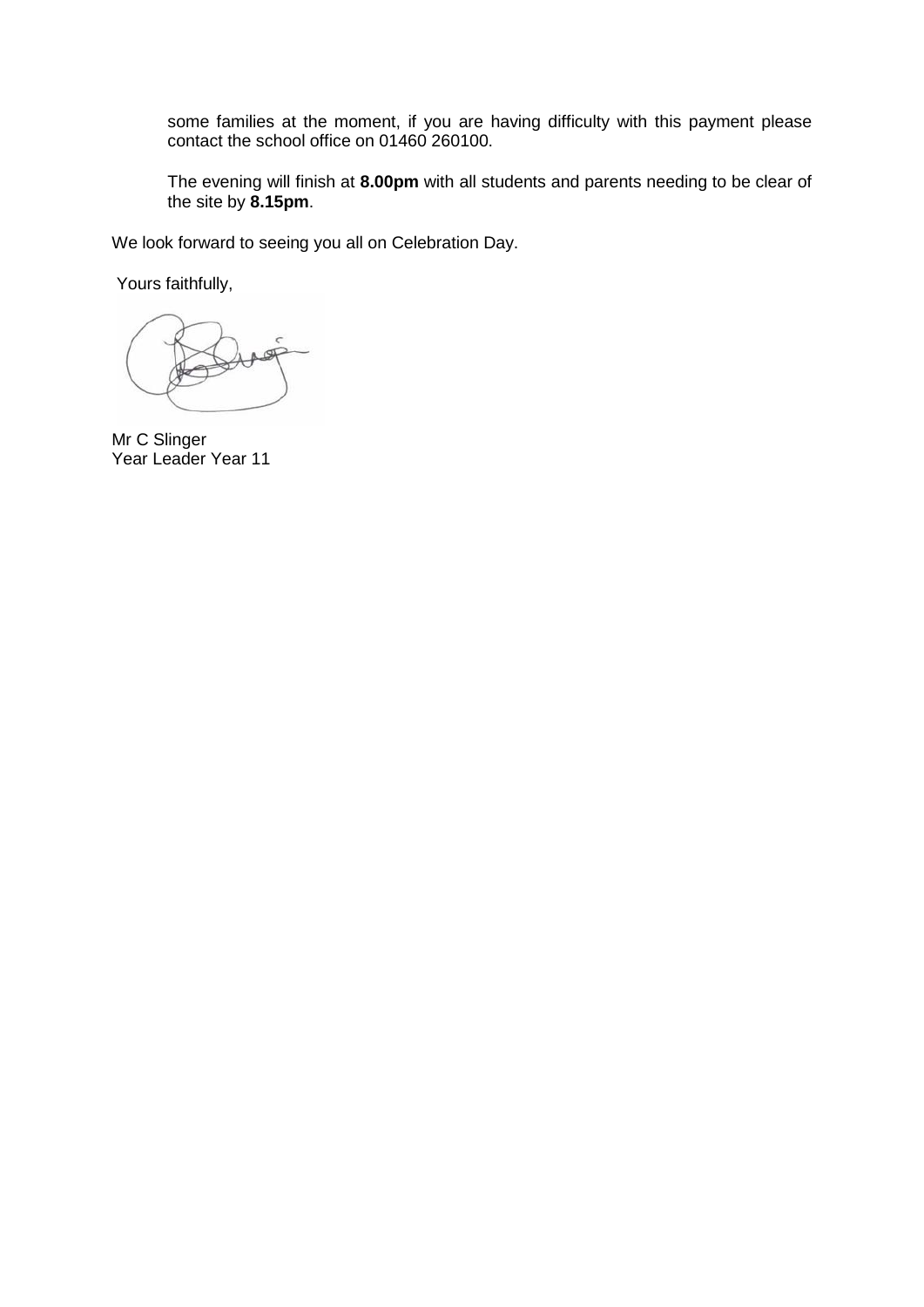some families at the moment, if you are having difficulty with this payment please contact the school office on 01460 260100.

The evening will finish at **8.00pm** with all students and parents needing to be clear of the site by **8.15pm**.

We look forward to seeing you all on Celebration Day.

Yours faithfully,

Mr C Slinger
Year Leader Year 11